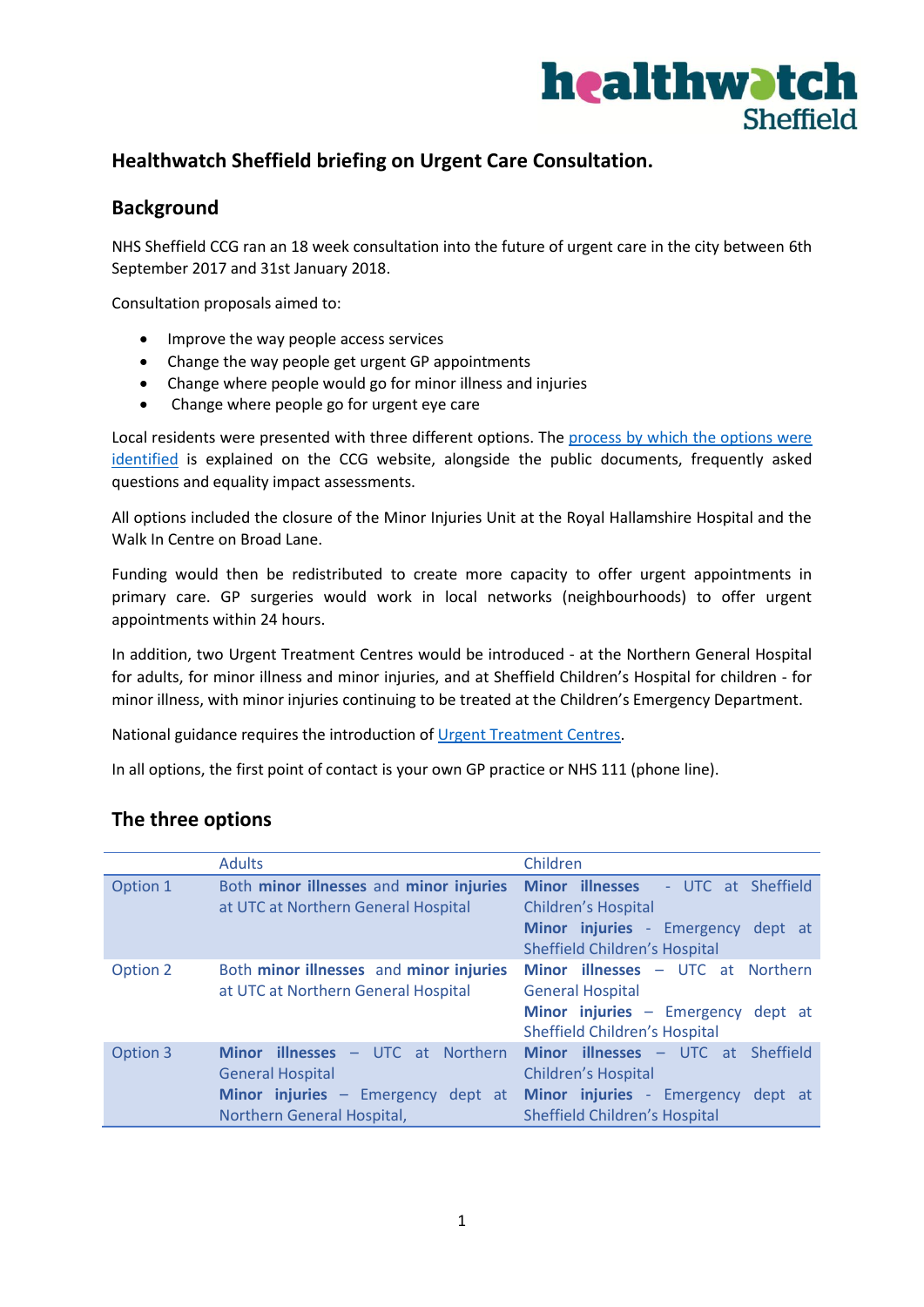## Healthwatch Sheffield briefing on Urgent Care Consultation.

## Background

NHS Sheffield CCG ran an 18 week consultation into the future of urgent care in the city between 6th September 2017 and 31st January 2018.

Consultation proposals aimed to:

- Improve the way people access services
- Change the way people get urgent GP appointments
- Change where people would go for minor illness and injuries
- Change where people go for urgent eye care

Local residents were presented with three different options. The process by which the options were identified is explained on the CCG website, alongside the public documents, frequently asked questions and equality impact assessments.

All options included the closure of the Minor Injuries Unit at the Royal Hallamshire Hospital and the Walk In Centre on Broad Lane.

Funding would then be redistributed to create more capacity to offer urgent appointments in primary care. GP surgeries would work in local networks (neighbourhoods) to offer urgent appointments within 24 hours.

In addition, two Urgent Treatment Centres would be introduced - at the Northern General Hospital for adults, for minor illness and minor injuries, and at Sheffield Children's Hospital for children - for minor illness, with minor injuries continuing to be treated at the Children's Emergency Department.

National guidance requires the introduction of Urgent Treatment Centres.

In all options, the first point of contact is your own GP practice or NHS 111 (phone line).

## The three options

| | Adults | Children |
|---|---|---|
| Option 1 | Both **minor illnesses** and **minor injuries** at UTC at Northern General Hospital | **Minor illnesses** - UTC at Sheffield Children's Hospital<br>**Minor injuries** - Emergency dept at Sheffield Children's Hospital |
| Option 2 | Both **minor illnesses** and **minor injuries** at UTC at Northern General Hospital | **Minor illnesses** – UTC at Northern General Hospital<br>**Minor injuries** – Emergency dept at Sheffield Children's Hospital |
| Option 3 | **Minor illnesses** – UTC at Northern General Hospital<br>**Minor injuries** – Emergency dept at Northern General Hospital, | **Minor illnesses** – UTC at Sheffield Children's Hospital<br>**Minor injuries** - Emergency dept at Sheffield Children's Hospital |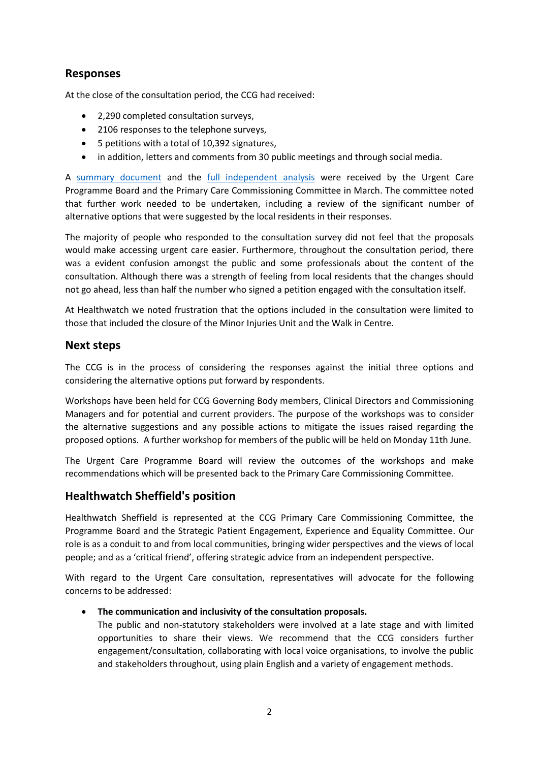## Responses

At the close of the consultation period, the CCG had received:

- 2,290 completed consultation surveys,
- 2106 responses to the telephone surveys,
- 5 petitions with a total of 10,392 signatures,
- in addition, letters and comments from 30 public meetings and through social media.

A summary document and the full independent analysis were received by the Urgent Care Programme Board and the Primary Care Commissioning Committee in March. The committee noted that further work needed to be undertaken, including a review of the significant number of alternative options that were suggested by the local residents in their responses.

The majority of people who responded to the consultation survey did not feel that the proposals would make accessing urgent care easier. Furthermore, throughout the consultation period, there was a evident confusion amongst the public and some professionals about the content of the consultation. Although there was a strength of feeling from local residents that the changes should not go ahead, less than half the number who signed a petition engaged with the consultation itself.

At Healthwatch we noted frustration that the options included in the consultation were limited to those that included the closure of the Minor Injuries Unit and the Walk in Centre.

## Next steps

The CCG is in the process of considering the responses against the initial three options and considering the alternative options put forward by respondents.

Workshops have been held for CCG Governing Body members, Clinical Directors and Commissioning Managers and for potential and current providers. The purpose of the workshops was to consider the alternative suggestions and any possible actions to mitigate the issues raised regarding the proposed options. A further workshop for members of the public will be held on Monday 11th June.

The Urgent Care Programme Board will review the outcomes of the workshops and make recommendations which will be presented back to the Primary Care Commissioning Committee.

## Healthwatch Sheffield's position

Healthwatch Sheffield is represented at the CCG Primary Care Commissioning Committee, the Programme Board and the Strategic Patient Engagement, Experience and Equality Committee. Our role is as a conduit to and from local communities, bringing wider perspectives and the views of local people; and as a 'critical friend', offering strategic advice from an independent perspective.

With regard to the Urgent Care consultation, representatives will advocate for the following concerns to be addressed:

- **The communication and inclusivity of the consultation proposals.**
  The public and non-statutory stakeholders were involved at a late stage and with limited opportunities to share their views. We recommend that the CCG considers further engagement/consultation, collaborating with local voice organisations, to involve the public and stakeholders throughout, using plain English and a variety of engagement methods.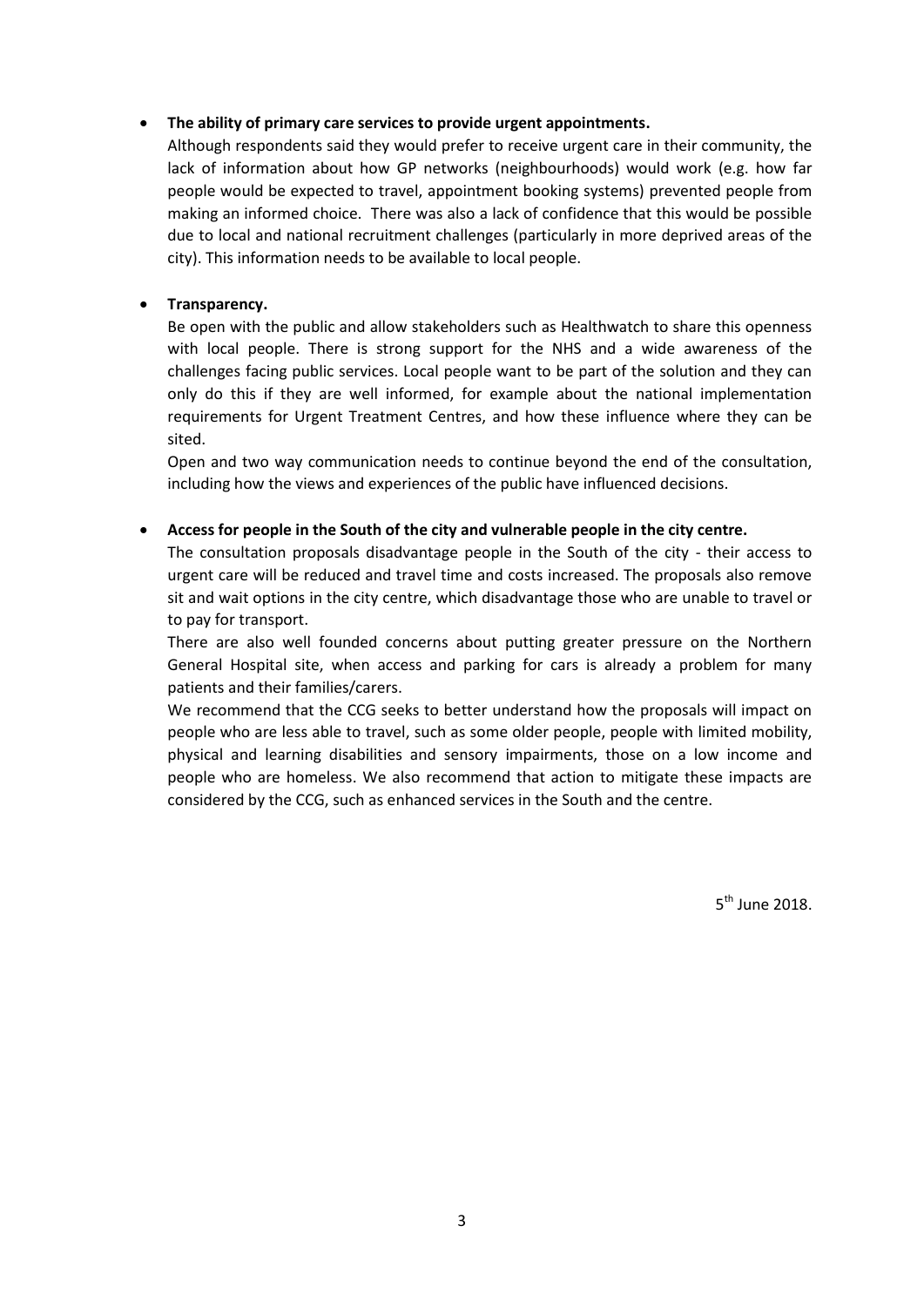- **The ability of primary care services to provide urgent appointments.**
  Although respondents said they would prefer to receive urgent care in their community, the lack of information about how GP networks (neighbourhoods) would work (e.g. how far people would be expected to travel, appointment booking systems) prevented people from making an informed choice. There was also a lack of confidence that this would be possible due to local and national recruitment challenges (particularly in more deprived areas of the city). This information needs to be available to local people.

- **Transparency.**
  Be open with the public and allow stakeholders such as Healthwatch to share this openness with local people. There is strong support for the NHS and a wide awareness of the challenges facing public services. Local people want to be part of the solution and they can only do this if they are well informed, for example about the national implementation requirements for Urgent Treatment Centres, and how these influence where they can be sited.
  Open and two way communication needs to continue beyond the end of the consultation, including how the views and experiences of the public have influenced decisions.

- **Access for people in the South of the city and vulnerable people in the city centre.**
  The consultation proposals disadvantage people in the South of the city - their access to urgent care will be reduced and travel time and costs increased. The proposals also remove sit and wait options in the city centre, which disadvantage those who are unable to travel or to pay for transport.
  There are also well founded concerns about putting greater pressure on the Northern General Hospital site, when access and parking for cars is already a problem for many patients and their families/carers.
  We recommend that the CCG seeks to better understand how the proposals will impact on people who are less able to travel, such as some older people, people with limited mobility, physical and learning disabilities and sensory impairments, those on a low income and people who are homeless. We also recommend that action to mitigate these impacts are considered by the CCG, such as enhanced services in the South and the centre.

5th June 2018.